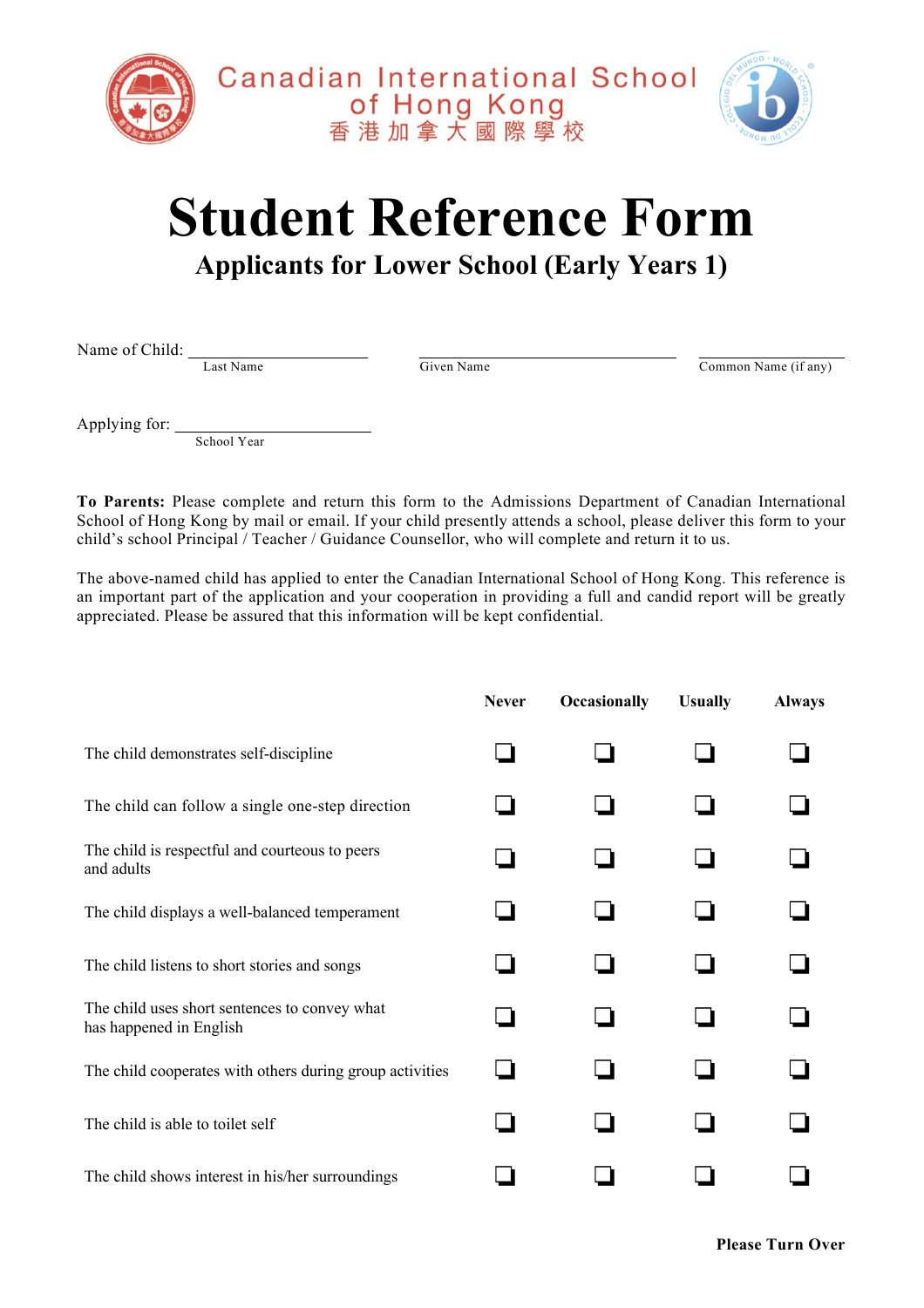Canadian International School of Hong Kong
香港加拿大國際學校

# Student Reference Form

## Applicants for Lower School (Early Years 1)

Name of Child: ____________________ ____________________ ____________________
Last Name | Given Name | Common Name (if any)

Applying for: ____________________
School Year

**To Parents:** Please complete and return this form to the Admissions Department of Canadian International School of Hong Kong by mail or email. If your child presently attends a school, please deliver this form to your child's school Principal / Teacher / Guidance Counsellor, who will complete and return it to us.

The above-named child has applied to enter the Canadian International School of Hong Kong. This reference is an important part of the application and your cooperation in providing a full and candid report will be greatly appreciated. Please be assured that this information will be kept confidential.

| | Never | Occasionally | Usually | Always |
|---|---|---|---|---|
| The child demonstrates self-discipline | ☐ | ☐ | ☐ | ☐ |
| The child can follow a single one-step direction | ☐ | ☐ | ☐ | ☐ |
| The child is respectful and courteous to peers and adults | ☐ | ☐ | ☐ | ☐ |
| The child displays a well-balanced temperament | ☐ | ☐ | ☐ | ☐ |
| The child listens to short stories and songs | ☐ | ☐ | ☐ | ☐ |
| The child uses short sentences to convey what has happened in English | ☐ | ☐ | ☐ | ☐ |
| The child cooperates with others during group activities | ☐ | ☐ | ☐ | ☐ |
| The child is able to toilet self | ☐ | ☐ | ☐ | ☐ |
| The child shows interest in his/her surroundings | ☐ | ☐ | ☐ | ☐ |

**Please Turn Over**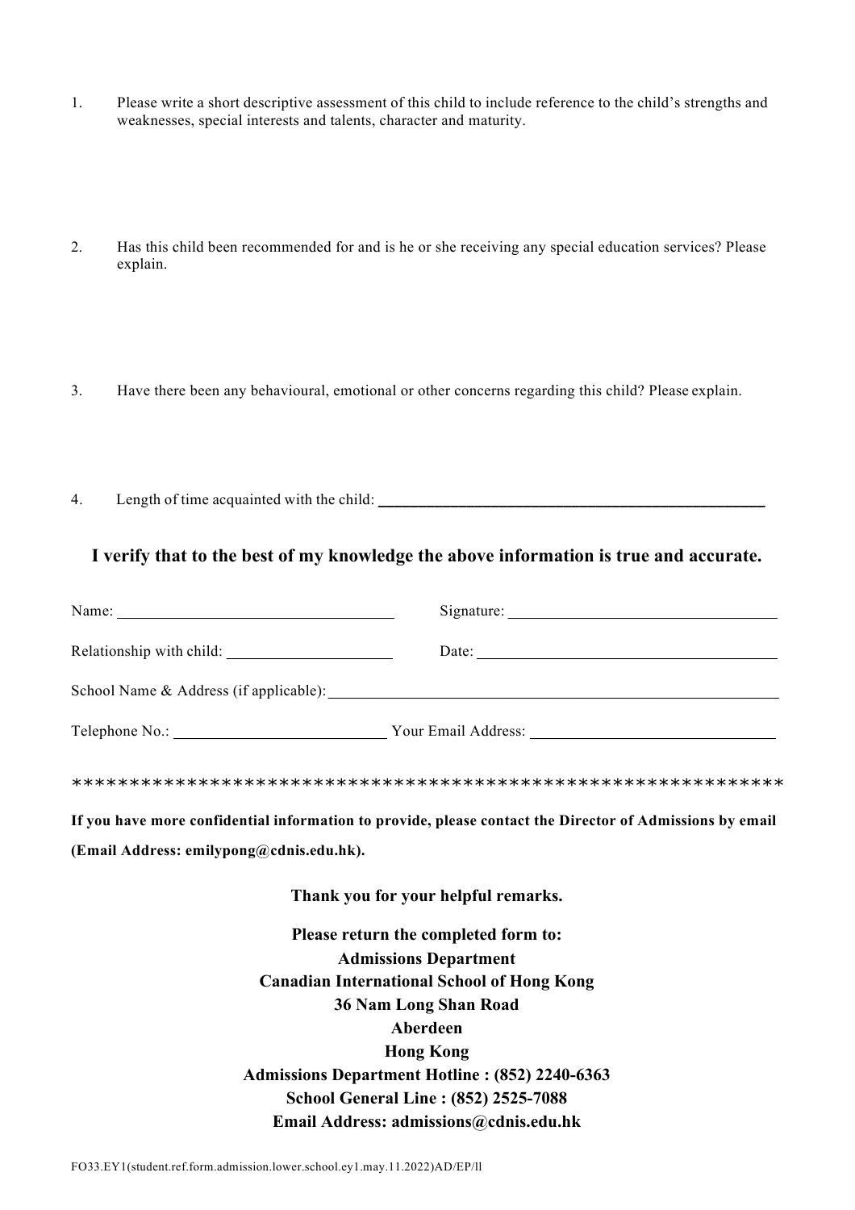1. Please write a short descriptive assessment of this child to include reference to the child's strengths and weaknesses, special interests and talents, character and maturity.

2. Has this child been recommended for and is he or she receiving any special education services? Please explain.

3. Have there been any behavioural, emotional or other concerns regarding this child? Please explain.

4. Length of time acquainted with the child: ______________________________

**I verify that to the best of my knowledge the above information is true and accurate.**

Name: ______________________ Signature: ______________________

Relationship with child: ______________ Date: ______________________

School Name & Address (if applicable): ______________________________

Telephone No.: ______________ Your Email Address: ______________________

*************************************************************

**If you have more confidential information to provide, please contact the Director of Admissions by email (Email Address: emilypong@cdnis.edu.hk).**

**Thank you for your helpful remarks.**

**Please return the completed form to:**
**Admissions Department**
**Canadian International School of Hong Kong**
**36 Nam Long Shan Road**
**Aberdeen**
**Hong Kong**
**Admissions Department Hotline : (852) 2240-6363**
**School General Line : (852) 2525-7088**
**Email Address: admissions@cdnis.edu.hk**

FO33.EY1(student.ref.form.admission.lower.school.ey1.may.11.2022)AD/EP/ll